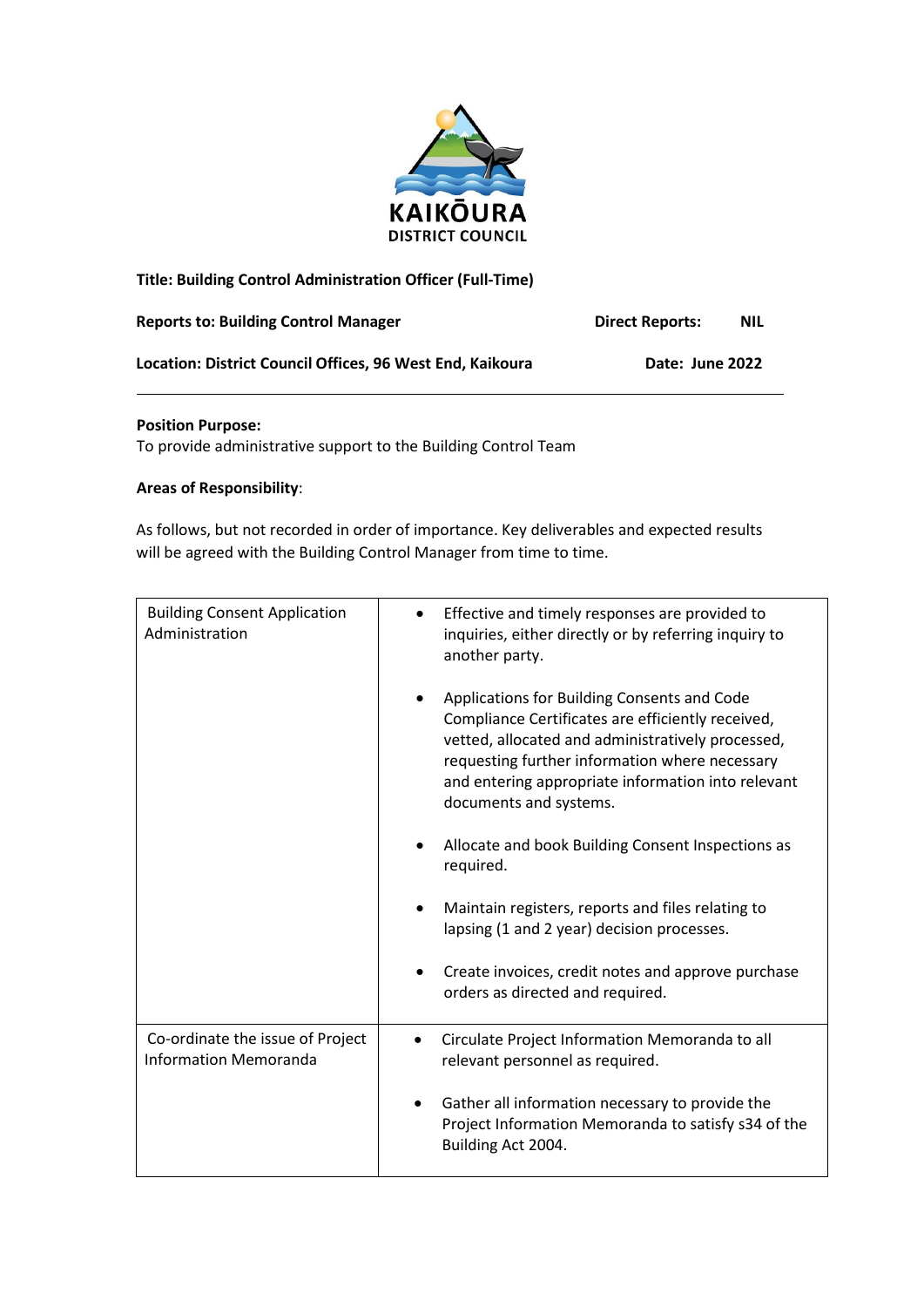KAIKŌURA
DISTRICT COUNCIL

**Title: Building Control Administration Officer (Full-Time)**

**Reports to: Building Control Manager** **Direct Reports: NIL**

**Location: District Council Offices, 96 West End, Kaikoura** **Date: June 2022**

---

**Position Purpose:**
To provide administrative support to the Building Control Team

**Areas of Responsibility**:

As follows, but not recorded in order of importance. Key deliverables and expected results will be agreed with the Building Control Manager from time to time.

| | |
|---|---|
| Building Consent Application Administration | • Effective and timely responses are provided to inquiries, either directly or by referring inquiry to another party.<br><br>• Applications for Building Consents and Code Compliance Certificates are efficiently received, vetted, allocated and administratively processed, requesting further information where necessary and entering appropriate information into relevant documents and systems.<br><br>• Allocate and book Building Consent Inspections as required.<br><br>• Maintain registers, reports and files relating to lapsing (1 and 2 year) decision processes.<br><br>• Create invoices, credit notes and approve purchase orders as directed and required. |
| Co-ordinate the issue of Project Information Memoranda | • Circulate Project Information Memoranda to all relevant personnel as required.<br><br>• Gather all information necessary to provide the Project Information Memoranda to satisfy s34 of the Building Act 2004. |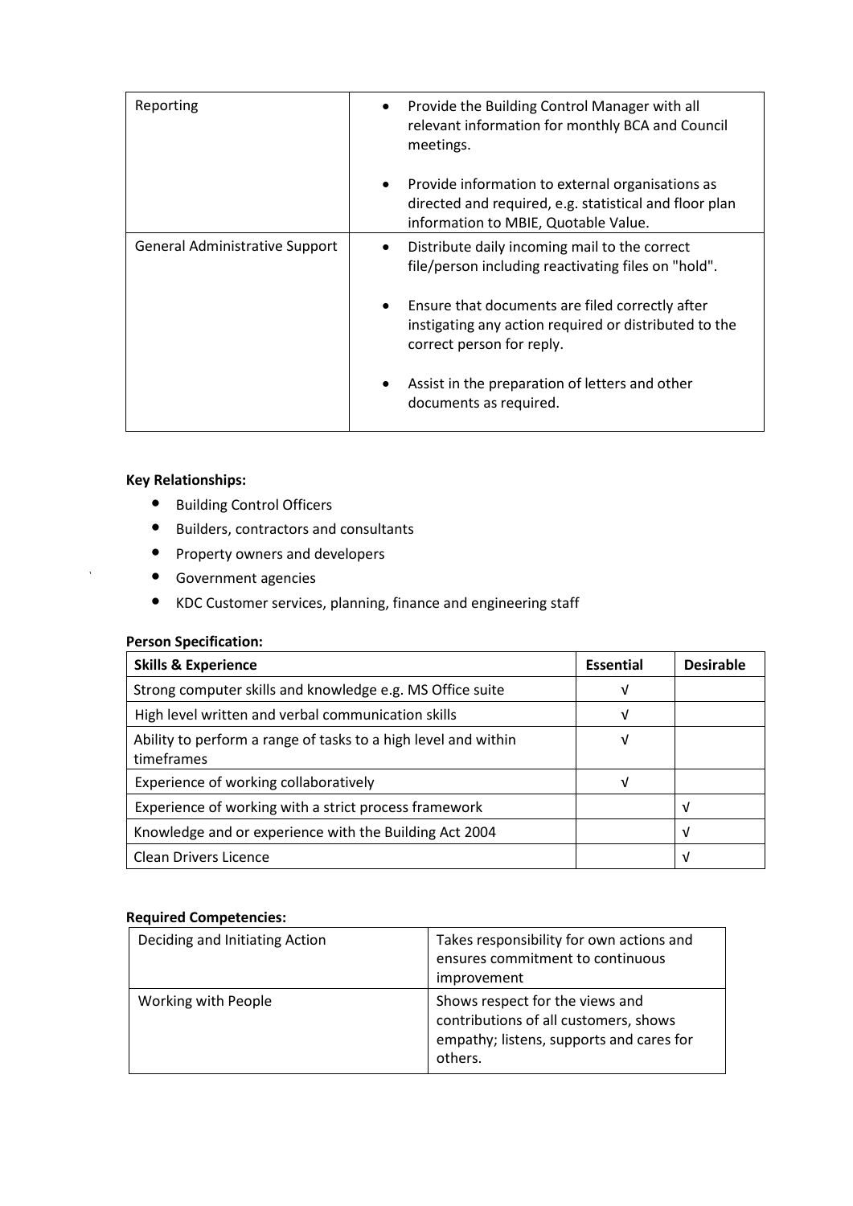| Reporting | • Provide the Building Control Manager with all relevant information for monthly BCA and Council meetings.<br><br>• Provide information to external organisations as directed and required, e.g. statistical and floor plan information to MBIE, Quotable Value. |
|---|---|
| General Administrative Support | • Distribute daily incoming mail to the correct file/person including reactivating files on "hold".<br><br>• Ensure that documents are filed correctly after instigating any action required or distributed to the correct person for reply.<br><br>• Assist in the preparation of letters and other documents as required. |

**Key Relationships:**

- Building Control Officers
- Builders, contractors and consultants
- Property owners and developers
- Government agencies
- KDC Customer services, planning, finance and engineering staff

**Person Specification:**

| Skills & Experience | Essential | Desirable |
|---|---|---|
| Strong computer skills and knowledge e.g. MS Office suite | √ | |
| High level written and verbal communication skills | √ | |
| Ability to perform a range of tasks to a high level and within timeframes | √ | |
| Experience of working collaboratively | √ | |
| Experience of working with a strict process framework | | √ |
| Knowledge and or experience with the Building Act 2004 | | √ |
| Clean Drivers Licence | | √ |

**Required Competencies:**

| Deciding and Initiating Action | Takes responsibility for own actions and ensures commitment to continuous improvement |
|---|---|
| Working with People | Shows respect for the views and contributions of all customers, shows empathy; listens, supports and cares for others. |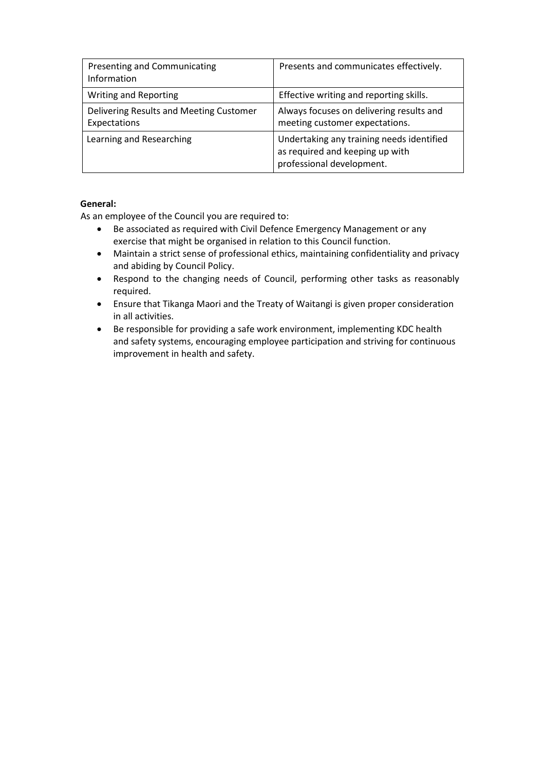| | |
|---|---|
| Presenting and Communicating Information | Presents and communicates effectively. |
| Writing and Reporting | Effective writing and reporting skills. |
| Delivering Results and Meeting Customer Expectations | Always focuses on delivering results and meeting customer expectations. |
| Learning and Researching | Undertaking any training needs identified as required and keeping up with professional development. |

**General:**

As an employee of the Council you are required to:

- Be associated as required with Civil Defence Emergency Management or any exercise that might be organised in relation to this Council function.
- Maintain a strict sense of professional ethics, maintaining confidentiality and privacy and abiding by Council Policy.
- Respond to the changing needs of Council, performing other tasks as reasonably required.
- Ensure that Tikanga Maori and the Treaty of Waitangi is given proper consideration in all activities.
- Be responsible for providing a safe work environment, implementing KDC health and safety systems, encouraging employee participation and striving for continuous improvement in health and safety.